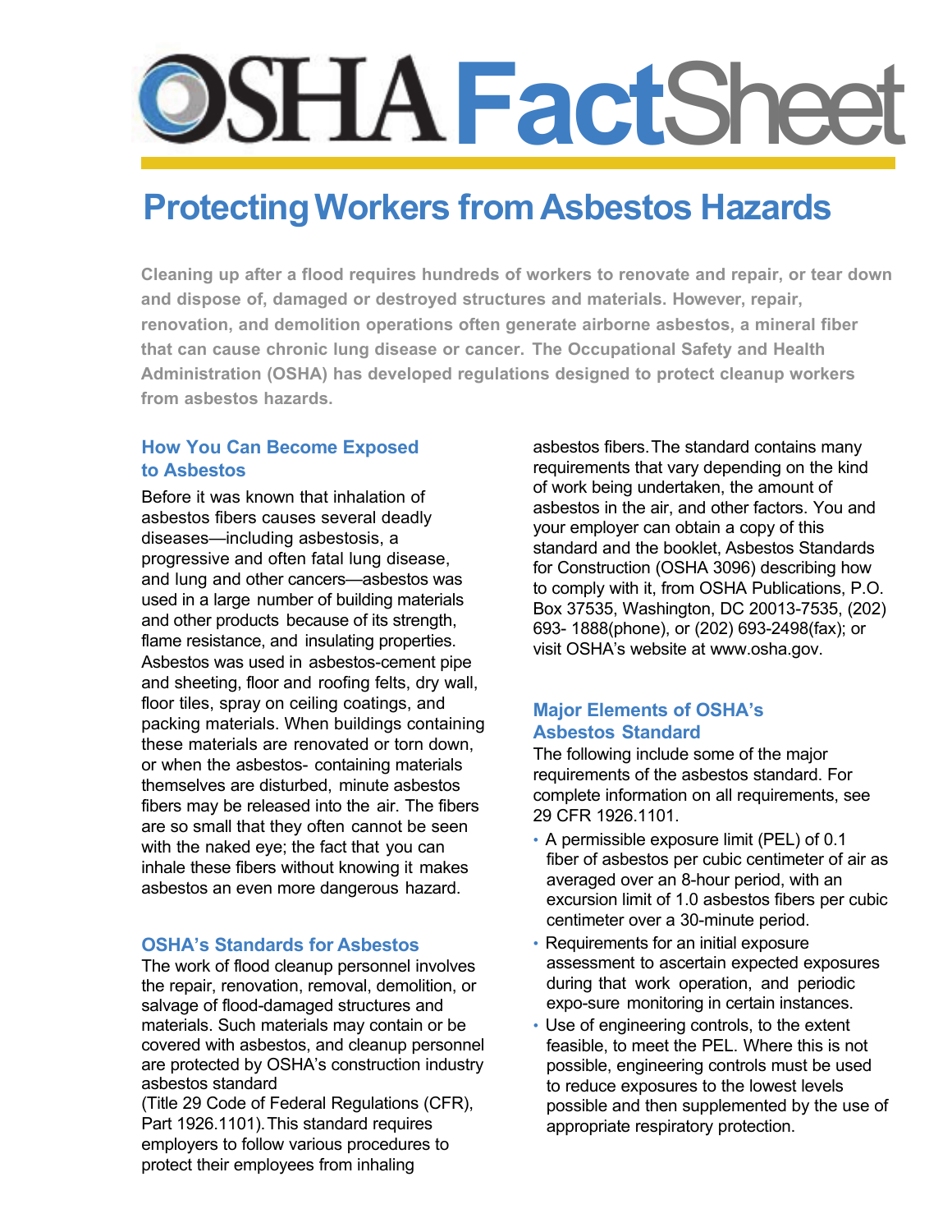# OSHA FactSheet

## Protecting Workers from Asbestos Hazards

**Cleaning up after a flood requires hundreds of workers to renovate and repair, or tear down and dispose of, damaged or destroyed structures and materials. However, repair, renovation, and demolition operations often generate airborne asbestos, a mineral fiber that can cause chronic lung disease or cancer. The Occupational Safety and Health Administration (OSHA) has developed regulations designed to protect cleanup workers from asbestos hazards.**

### How You Can Become Exposed to Asbestos

Before it was known that inhalation of asbestos fibers causes several deadly diseases—including asbestosis, a progressive and often fatal lung disease, and lung and other cancers—asbestos was used in a large number of building materials and other products because of its strength, flame resistance, and insulating properties. Asbestos was used in asbestos-cement pipe and sheeting, floor and roofing felts, dry wall, floor tiles, spray on ceiling coatings, and packing materials. When buildings containing these materials are renovated or torn down, or when the asbestos- containing materials themselves are disturbed, minute asbestos fibers may be released into the air. The fibers are so small that they often cannot be seen with the naked eye; the fact that you can inhale these fibers without knowing it makes asbestos an even more dangerous hazard.

### OSHA's Standards for Asbestos

The work of flood cleanup personnel involves the repair, renovation, removal, demolition, or salvage of flood-damaged structures and materials. Such materials may contain or be covered with asbestos, and cleanup personnel are protected by OSHA's construction industry asbestos standard
(Title 29 Code of Federal Regulations (CFR), Part 1926.1101). This standard requires employers to follow various procedures to protect their employees from inhaling asbestos fibers. The standard contains many requirements that vary depending on the kind of work being undertaken, the amount of asbestos in the air, and other factors. You and your employer can obtain a copy of this standard and the booklet, Asbestos Standards for Construction (OSHA 3096) describing how to comply with it, from OSHA Publications, P.O. Box 37535, Washington, DC 20013-7535, (202) 693- 1888(phone), or (202) 693-2498(fax); or visit OSHA's website at www.osha.gov.

### Major Elements of OSHA's Asbestos Standard

The following include some of the major requirements of the asbestos standard. For complete information on all requirements, see 29 CFR 1926.1101.

- A permissible exposure limit (PEL) of 0.1 fiber of asbestos per cubic centimeter of air as averaged over an 8-hour period, with an excursion limit of 1.0 asbestos fibers per cubic centimeter over a 30-minute period.
- Requirements for an initial exposure assessment to ascertain expected exposures during that work operation, and periodic expo-sure monitoring in certain instances.
- Use of engineering controls, to the extent feasible, to meet the PEL. Where this is not possible, engineering controls must be used to reduce exposures to the lowest levels possible and then supplemented by the use of appropriate respiratory protection.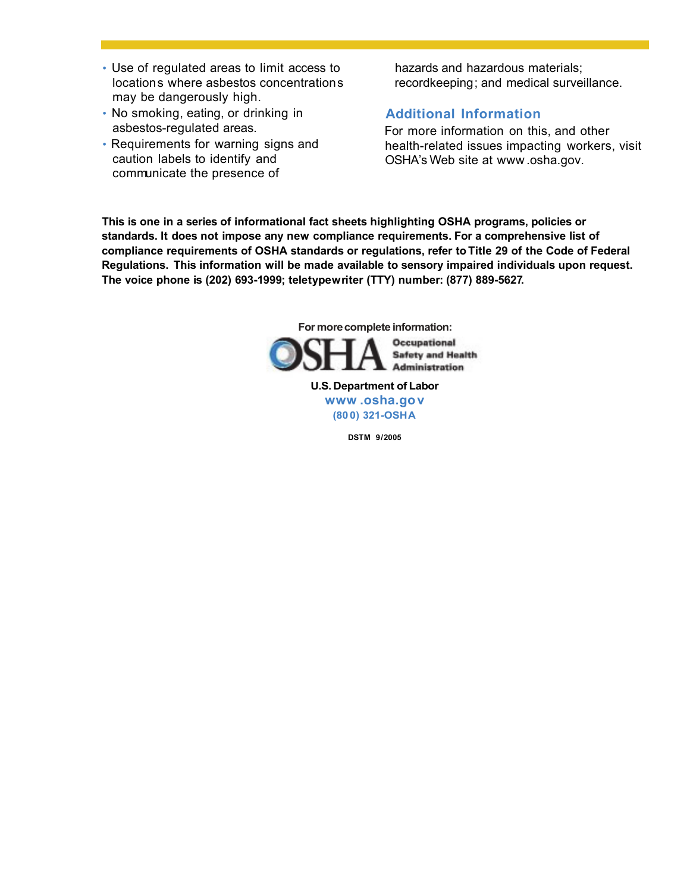- Use of regulated areas to limit access to locations where asbestos concentrations may be dangerously high.
- No smoking, eating, or drinking in asbestos-regulated areas.
- Requirements for warning signs and caution labels to identify and communicate the presence of hazards and hazardous materials; recordkeeping; and medical surveillance.

## Additional Information

For more information on this, and other health-related issues impacting workers, visit OSHA's Web site at www.osha.gov.

**This is one in a series of informational fact sheets highlighting OSHA programs, policies or standards. It does not impose any new compliance requirements. For a comprehensive list of compliance requirements of OSHA standards or regulations, refer to Title 29 of the Code of Federal Regulations. This information will be made available to sensory impaired individuals upon request. The voice phone is (202) 693-1999; teletypewriter (TTY) number: (877) 889-5627.**

For more complete information:

OSHA Occupational Safety and Health Administration

U.S. Department of Labor

www.osha.gov

(800) 321-OSHA

DSTM 9/2005